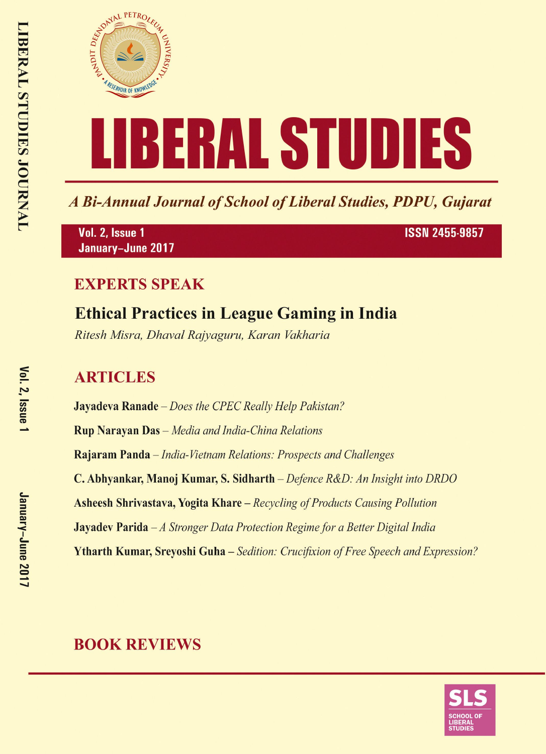# LIBERAL STUDIES

*A Bi-Annual Journal of School of Liberal Studies, PDPU, Gujarat*

**Vol. 2, Issue 1**
**January–June 2017**
**ISSN 2455-9857**

## EXPERTS SPEAK

### Ethical Practices in League Gaming in India

*Ritesh Misra, Dhaval Rajyaguru, Karan Vakharia*

## ARTICLES

**Jayadeva Ranade** – *Does the CPEC Really Help Pakistan?*

**Rup Narayan Das** – *Media and India-China Relations*

**Rajaram Panda** – *India-Vietnam Relations: Prospects and Challenges*

**C. Abhyankar, Manoj Kumar, S. Sidharth** – *Defence R&D: An Insight into DRDO*

**Asheesh Shrivastava, Yogita Khare** – *Recycling of Products Causing Pollution*

**Jayadev Parida** – *A Stronger Data Protection Regime for a Better Digital India*

**Ytharth Kumar, Sreyoshi Guha** – *Sedition: Crucifixion of Free Speech and Expression?*

## BOOK REVIEWS

SLS
SCHOOL OF LIBERAL STUDIES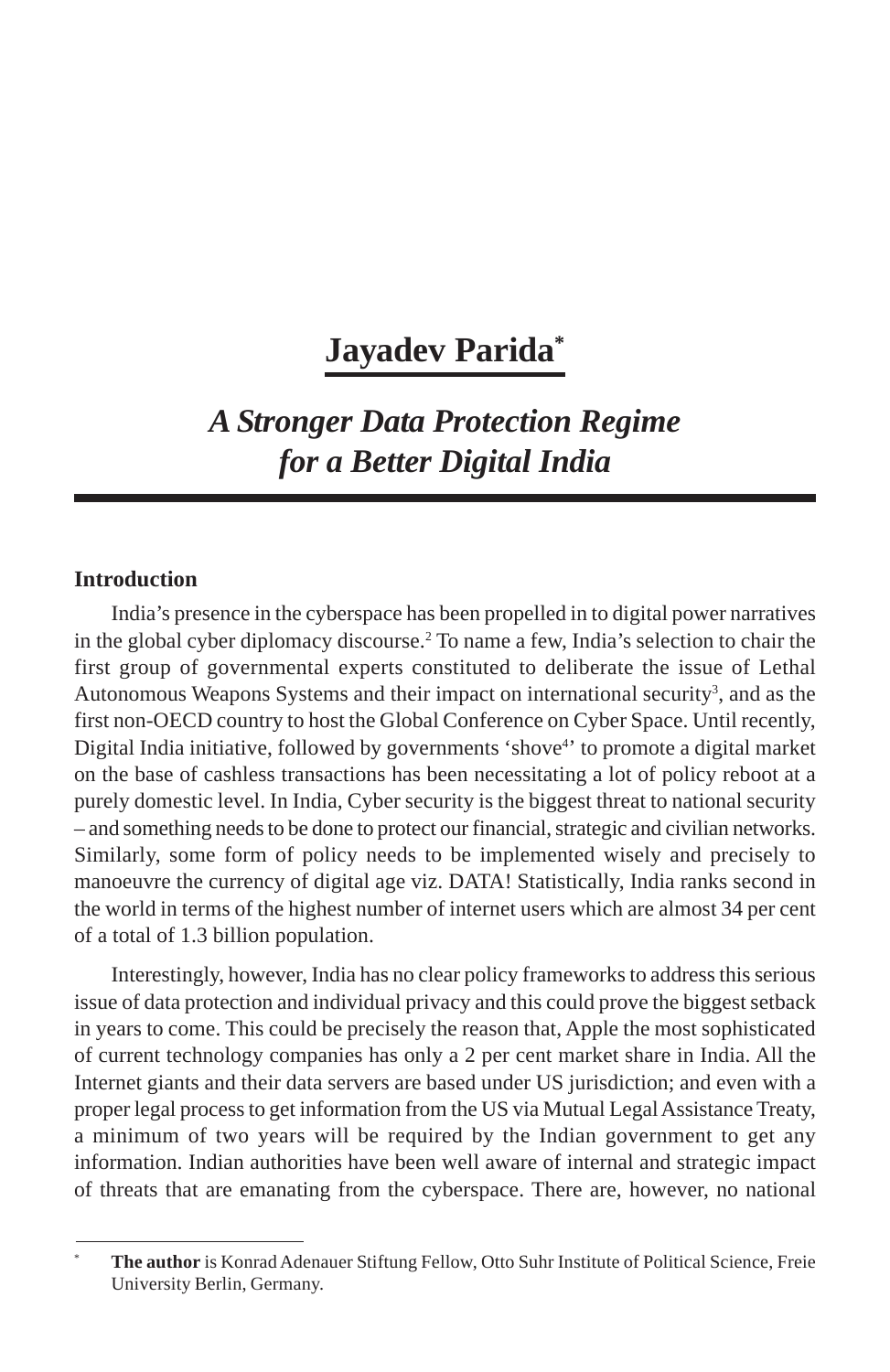# Jayadev Parida*

## *A Stronger Data Protection Regime for a Better Digital India*

### Introduction

India's presence in the cyberspace has been propelled in to digital power narratives in the global cyber diplomacy discourse.[2] To name a few, India's selection to chair the first group of governmental experts constituted to deliberate the issue of Lethal Autonomous Weapons Systems and their impact on international security[3], and as the first non-OECD country to host the Global Conference on Cyber Space. Until recently, Digital India initiative, followed by governments 'shove[4]' to promote a digital market on the base of cashless transactions has been necessitating a lot of policy reboot at a purely domestic level. In India, Cyber security is the biggest threat to national security – and something needs to be done to protect our financial, strategic and civilian networks. Similarly, some form of policy needs to be implemented wisely and precisely to manoeuvre the currency of digital age viz. DATA! Statistically, India ranks second in the world in terms of the highest number of internet users which are almost 34 per cent of a total of 1.3 billion population.

Interestingly, however, India has no clear policy frameworks to address this serious issue of data protection and individual privacy and this could prove the biggest setback in years to come. This could be precisely the reason that, Apple the most sophisticated of current technology companies has only a 2 per cent market share in India. All the Internet giants and their data servers are based under US jurisdiction; and even with a proper legal process to get information from the US via Mutual Legal Assistance Treaty, a minimum of two years will be required by the Indian government to get any information. Indian authorities have been well aware of internal and strategic impact of threats that are emanating from the cyberspace. There are, however, no national

---

\* **The author** is Konrad Adenauer Stiftung Fellow, Otto Suhr Institute of Political Science, Freie University Berlin, Germany.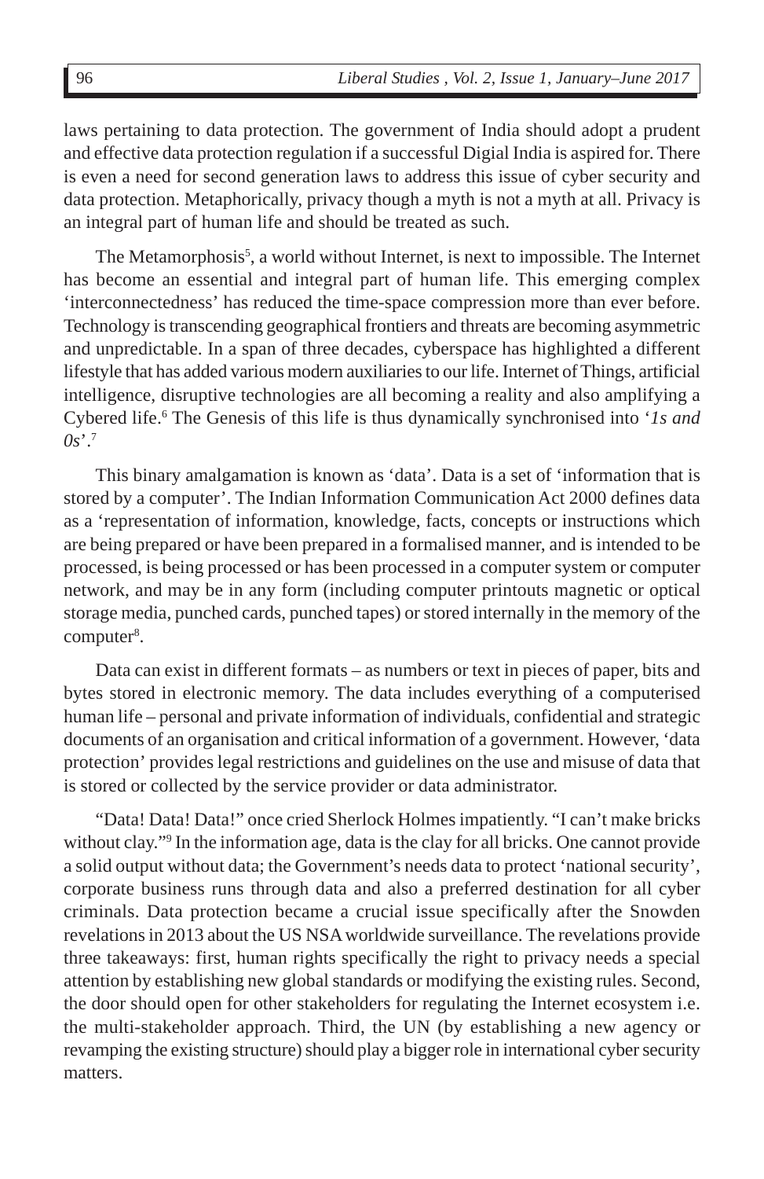laws pertaining to data protection. The government of India should adopt a prudent and effective data protection regulation if a successful Digial India is aspired for. There is even a need for second generation laws to address this issue of cyber security and data protection. Metaphorically, privacy though a myth is not a myth at all. Privacy is an integral part of human life and should be treated as such.

The Metamorphosis[5], a world without Internet, is next to impossible. The Internet has become an essential and integral part of human life. This emerging complex 'interconnectedness' has reduced the time-space compression more than ever before. Technology is transcending geographical frontiers and threats are becoming asymmetric and unpredictable. In a span of three decades, cyberspace has highlighted a different lifestyle that has added various modern auxiliaries to our life. Internet of Things, artificial intelligence, disruptive technologies are all becoming a reality and also amplifying a Cybered life.[6] The Genesis of this life is thus dynamically synchronised into '*1s and 0s*'.[7]

This binary amalgamation is known as 'data'. Data is a set of 'information that is stored by a computer'. The Indian Information Communication Act 2000 defines data as a 'representation of information, knowledge, facts, concepts or instructions which are being prepared or have been prepared in a formalised manner, and is intended to be processed, is being processed or has been processed in a computer system or computer network, and may be in any form (including computer printouts magnetic or optical storage media, punched cards, punched tapes) or stored internally in the memory of the computer[8].

Data can exist in different formats – as numbers or text in pieces of paper, bits and bytes stored in electronic memory. The data includes everything of a computerised human life – personal and private information of individuals, confidential and strategic documents of an organisation and critical information of a government. However, 'data protection' provides legal restrictions and guidelines on the use and misuse of data that is stored or collected by the service provider or data administrator.

"Data! Data! Data!" once cried Sherlock Holmes impatiently. "I can't make bricks without clay."[9] In the information age, data is the clay for all bricks. One cannot provide a solid output without data; the Government's needs data to protect 'national security', corporate business runs through data and also a preferred destination for all cyber criminals. Data protection became a crucial issue specifically after the Snowden revelations in 2013 about the US NSA worldwide surveillance. The revelations provide three takeaways: first, human rights specifically the right to privacy needs a special attention by establishing new global standards or modifying the existing rules. Second, the door should open for other stakeholders for regulating the Internet ecosystem i.e. the multi-stakeholder approach. Third, the UN (by establishing a new agency or revamping the existing structure) should play a bigger role in international cyber security matters.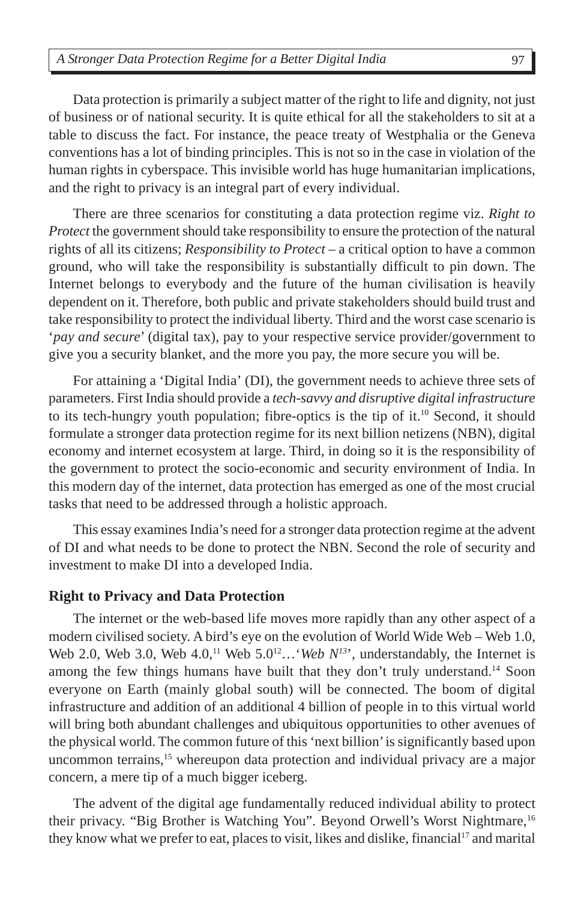Data protection is primarily a subject matter of the right to life and dignity, not just of business or of national security. It is quite ethical for all the stakeholders to sit at a table to discuss the fact. For instance, the peace treaty of Westphalia or the Geneva conventions has a lot of binding principles. This is not so in the case in violation of the human rights in cyberspace. This invisible world has huge humanitarian implications, and the right to privacy is an integral part of every individual.

There are three scenarios for constituting a data protection regime viz. *Right to Protect* the government should take responsibility to ensure the protection of the natural rights of all its citizens; *Responsibility to Protect* – a critical option to have a common ground, who will take the responsibility is substantially difficult to pin down. The Internet belongs to everybody and the future of the human civilisation is heavily dependent on it. Therefore, both public and private stakeholders should build trust and take responsibility to protect the individual liberty. Third and the worst case scenario is '*pay and secure*' (digital tax), pay to your respective service provider/government to give you a security blanket, and the more you pay, the more secure you will be.

For attaining a 'Digital India' (DI), the government needs to achieve three sets of parameters. First India should provide a *tech-savvy and disruptive digital infrastructure* to its tech-hungry youth population; fibre-optics is the tip of it.[10] Second, it should formulate a stronger data protection regime for its next billion netizens (NBN), digital economy and internet ecosystem at large. Third, in doing so it is the responsibility of the government to protect the socio-economic and security environment of India. In this modern day of the internet, data protection has emerged as one of the most crucial tasks that need to be addressed through a holistic approach.

This essay examines India's need for a stronger data protection regime at the advent of DI and what needs to be done to protect the NBN. Second the role of security and investment to make DI into a developed India.

## Right to Privacy and Data Protection

The internet or the web-based life moves more rapidly than any other aspect of a modern civilised society. A bird's eye on the evolution of World Wide Web – Web 1.0, Web 2.0, Web 3.0, Web 4.0,[11] Web 5.0[12]…'*Web N*[13]', understandably, the Internet is among the few things humans have built that they don't truly understand.[14] Soon everyone on Earth (mainly global south) will be connected. The boom of digital infrastructure and addition of an additional 4 billion of people in to this virtual world will bring both abundant challenges and ubiquitous opportunities to other avenues of the physical world. The common future of this 'next billion' is significantly based upon uncommon terrains,[15] whereupon data protection and individual privacy are a major concern, a mere tip of a much bigger iceberg.

The advent of the digital age fundamentally reduced individual ability to protect their privacy. "Big Brother is Watching You". Beyond Orwell's Worst Nightmare,[16] they know what we prefer to eat, places to visit, likes and dislike, financial[17] and marital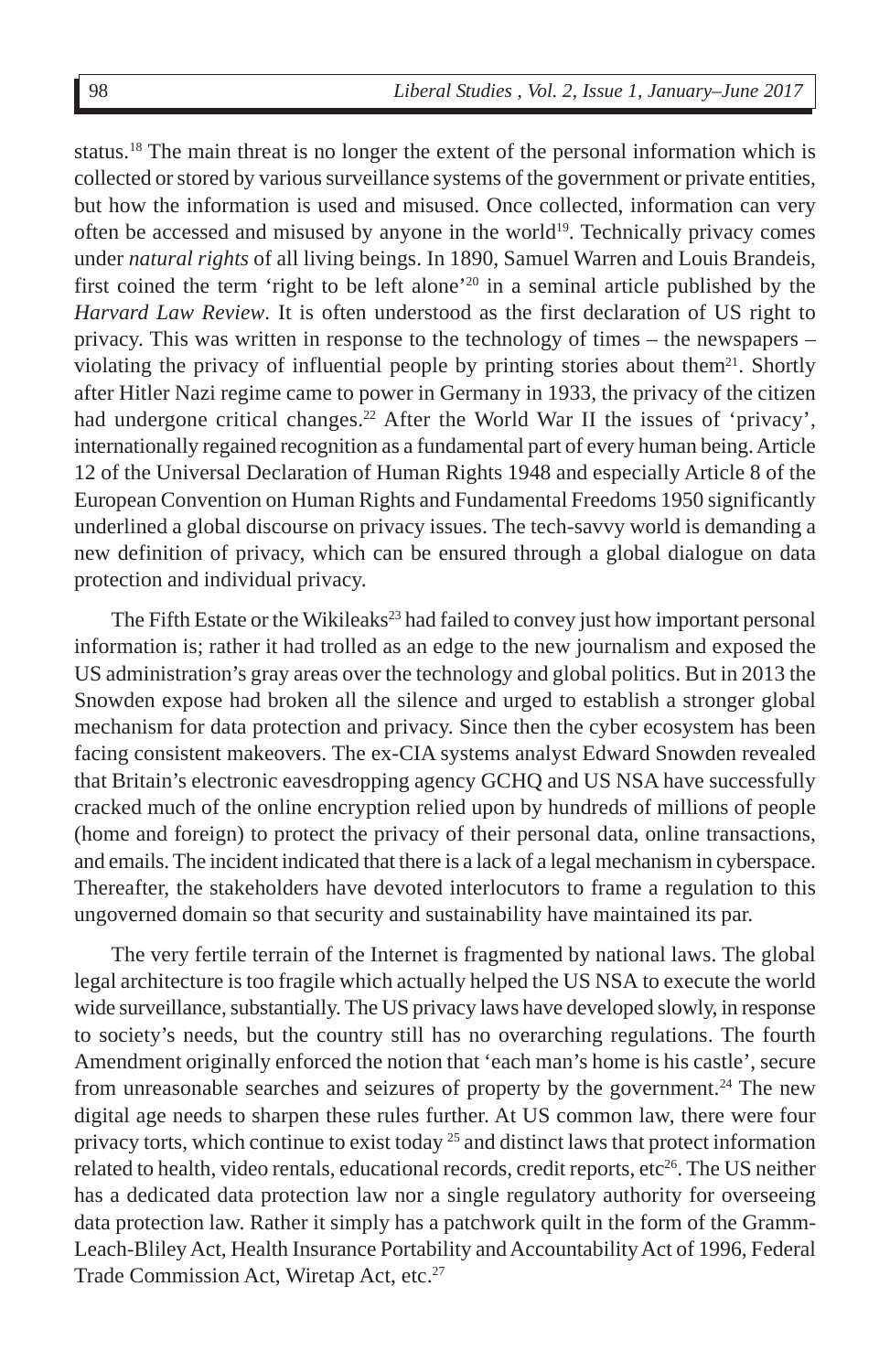status.[18] The main threat is no longer the extent of the personal information which is collected or stored by various surveillance systems of the government or private entities, but how the information is used and misused. Once collected, information can very often be accessed and misused by anyone in the world[19]. Technically privacy comes under *natural rights* of all living beings. In 1890, Samuel Warren and Louis Brandeis, first coined the term 'right to be left alone'[20] in a seminal article published by the *Harvard Law Review*. It is often understood as the first declaration of US right to privacy. This was written in response to the technology of times – the newspapers – violating the privacy of influential people by printing stories about them[21]. Shortly after Hitler Nazi regime came to power in Germany in 1933, the privacy of the citizen had undergone critical changes.[22] After the World War II the issues of 'privacy', internationally regained recognition as a fundamental part of every human being. Article 12 of the Universal Declaration of Human Rights 1948 and especially Article 8 of the European Convention on Human Rights and Fundamental Freedoms 1950 significantly underlined a global discourse on privacy issues. The tech-savvy world is demanding a new definition of privacy, which can be ensured through a global dialogue on data protection and individual privacy.

The Fifth Estate or the Wikileaks[23] had failed to convey just how important personal information is; rather it had trolled as an edge to the new journalism and exposed the US administration's gray areas over the technology and global politics. But in 2013 the Snowden expose had broken all the silence and urged to establish a stronger global mechanism for data protection and privacy. Since then the cyber ecosystem has been facing consistent makeovers. The ex-CIA systems analyst Edward Snowden revealed that Britain's electronic eavesdropping agency GCHQ and US NSA have successfully cracked much of the online encryption relied upon by hundreds of millions of people (home and foreign) to protect the privacy of their personal data, online transactions, and emails. The incident indicated that there is a lack of a legal mechanism in cyberspace. Thereafter, the stakeholders have devoted interlocutors to frame a regulation to this ungoverned domain so that security and sustainability have maintained its par.

The very fertile terrain of the Internet is fragmented by national laws. The global legal architecture is too fragile which actually helped the US NSA to execute the world wide surveillance, substantially. The US privacy laws have developed slowly, in response to society's needs, but the country still has no overarching regulations. The fourth Amendment originally enforced the notion that 'each man's home is his castle', secure from unreasonable searches and seizures of property by the government.[24] The new digital age needs to sharpen these rules further. At US common law, there were four privacy torts, which continue to exist today [25] and distinct laws that protect information related to health, video rentals, educational records, credit reports, etc[26]. The US neither has a dedicated data protection law nor a single regulatory authority for overseeing data protection law. Rather it simply has a patchwork quilt in the form of the Gramm-Leach-Bliley Act, Health Insurance Portability and Accountability Act of 1996, Federal Trade Commission Act, Wiretap Act, etc.[27]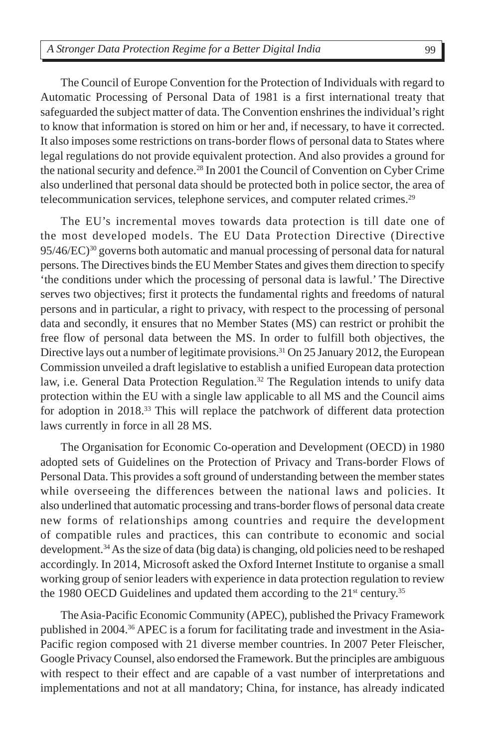The Council of Europe Convention for the Protection of Individuals with regard to Automatic Processing of Personal Data of 1981 is a first international treaty that safeguarded the subject matter of data. The Convention enshrines the individual's right to know that information is stored on him or her and, if necessary, to have it corrected. It also imposes some restrictions on trans-border flows of personal data to States where legal regulations do not provide equivalent protection. And also provides a ground for the national security and defence.[28] In 2001 the Council of Convention on Cyber Crime also underlined that personal data should be protected both in police sector, the area of telecommunication services, telephone services, and computer related crimes.[29]

The EU's incremental moves towards data protection is till date one of the most developed models. The EU Data Protection Directive (Directive 95/46/EC)[30] governs both automatic and manual processing of personal data for natural persons. The Directives binds the EU Member States and gives them direction to specify 'the conditions under which the processing of personal data is lawful.' The Directive serves two objectives; first it protects the fundamental rights and freedoms of natural persons and in particular, a right to privacy, with respect to the processing of personal data and secondly, it ensures that no Member States (MS) can restrict or prohibit the free flow of personal data between the MS. In order to fulfill both objectives, the Directive lays out a number of legitimate provisions.[31] On 25 January 2012, the European Commission unveiled a draft legislative to establish a unified European data protection law, i.e. General Data Protection Regulation.[32] The Regulation intends to unify data protection within the EU with a single law applicable to all MS and the Council aims for adoption in 2018.[33] This will replace the patchwork of different data protection laws currently in force in all 28 MS.

The Organisation for Economic Co-operation and Development (OECD) in 1980 adopted sets of Guidelines on the Protection of Privacy and Trans-border Flows of Personal Data. This provides a soft ground of understanding between the member states while overseeing the differences between the national laws and policies. It also underlined that automatic processing and trans-border flows of personal data create new forms of relationships among countries and require the development of compatible rules and practices, this can contribute to economic and social development.[34] As the size of data (big data) is changing, old policies need to be reshaped accordingly. In 2014, Microsoft asked the Oxford Internet Institute to organise a small working group of senior leaders with experience in data protection regulation to review the 1980 OECD Guidelines and updated them according to the 21st century.[35]

The Asia-Pacific Economic Community (APEC), published the Privacy Framework published in 2004.[36] APEC is a forum for facilitating trade and investment in the Asia-Pacific region composed with 21 diverse member countries. In 2007 Peter Fleischer, Google Privacy Counsel, also endorsed the Framework. But the principles are ambiguous with respect to their effect and are capable of a vast number of interpretations and implementations and not at all mandatory; China, for instance, has already indicated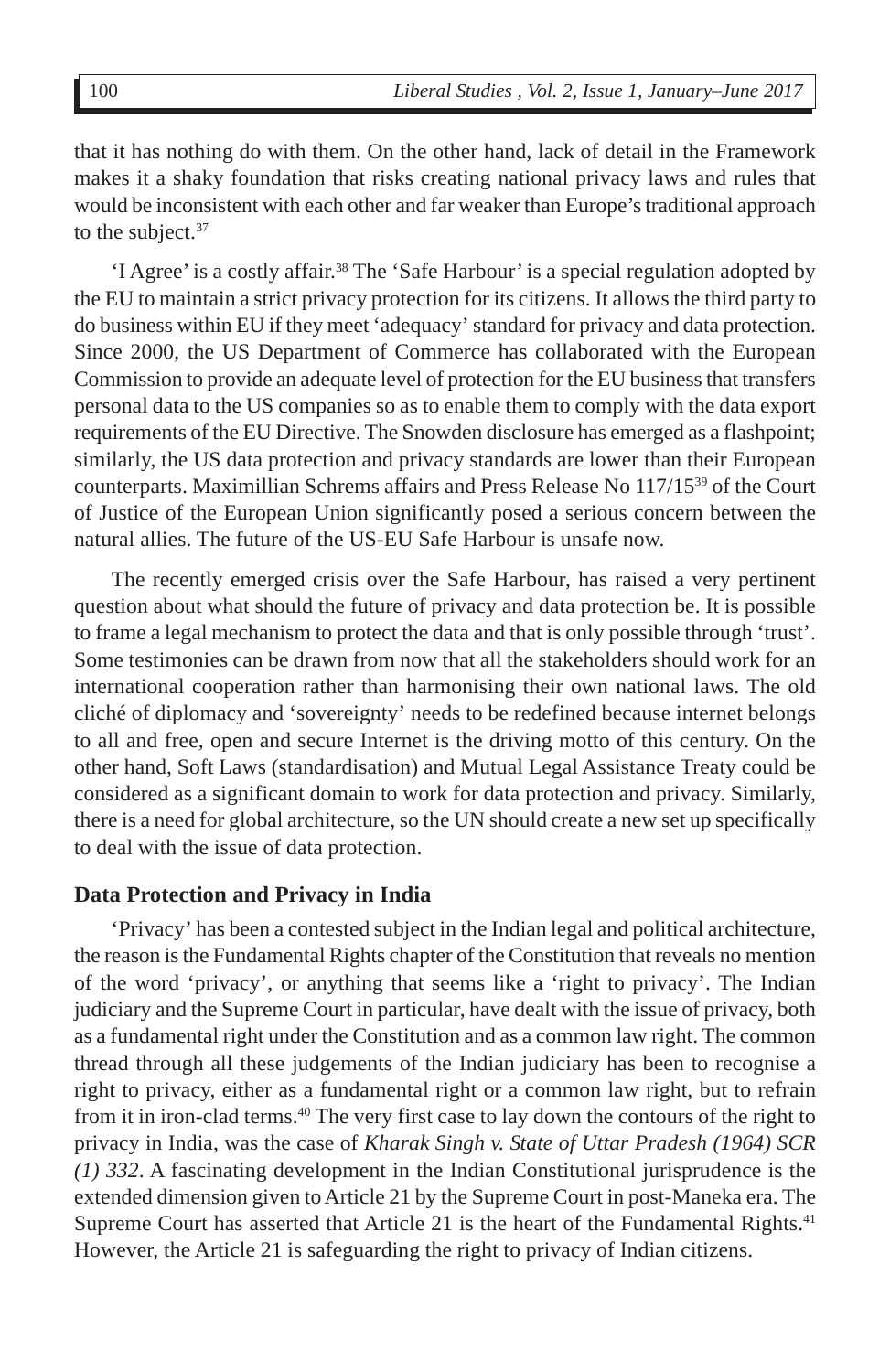that it has nothing do with them. On the other hand, lack of detail in the Framework makes it a shaky foundation that risks creating national privacy laws and rules that would be inconsistent with each other and far weaker than Europe's traditional approach to the subject.[37]

'I Agree' is a costly affair.[38] The 'Safe Harbour' is a special regulation adopted by the EU to maintain a strict privacy protection for its citizens. It allows the third party to do business within EU if they meet 'adequacy' standard for privacy and data protection. Since 2000, the US Department of Commerce has collaborated with the European Commission to provide an adequate level of protection for the EU business that transfers personal data to the US companies so as to enable them to comply with the data export requirements of the EU Directive. The Snowden disclosure has emerged as a flashpoint; similarly, the US data protection and privacy standards are lower than their European counterparts. Maximillian Schrems affairs and Press Release No 117/15[39] of the Court of Justice of the European Union significantly posed a serious concern between the natural allies. The future of the US-EU Safe Harbour is unsafe now.

The recently emerged crisis over the Safe Harbour, has raised a very pertinent question about what should the future of privacy and data protection be. It is possible to frame a legal mechanism to protect the data and that is only possible through 'trust'. Some testimonies can be drawn from now that all the stakeholders should work for an international cooperation rather than harmonising their own national laws. The old cliché of diplomacy and 'sovereignty' needs to be redefined because internet belongs to all and free, open and secure Internet is the driving motto of this century. On the other hand, Soft Laws (standardisation) and Mutual Legal Assistance Treaty could be considered as a significant domain to work for data protection and privacy. Similarly, there is a need for global architecture, so the UN should create a new set up specifically to deal with the issue of data protection.

## Data Protection and Privacy in India

'Privacy' has been a contested subject in the Indian legal and political architecture, the reason is the Fundamental Rights chapter of the Constitution that reveals no mention of the word 'privacy', or anything that seems like a 'right to privacy'. The Indian judiciary and the Supreme Court in particular, have dealt with the issue of privacy, both as a fundamental right under the Constitution and as a common law right. The common thread through all these judgements of the Indian judiciary has been to recognise a right to privacy, either as a fundamental right or a common law right, but to refrain from it in iron-clad terms.[40] The very first case to lay down the contours of the right to privacy in India, was the case of *Kharak Singh v. State of Uttar Pradesh (1964) SCR (1) 332*. A fascinating development in the Indian Constitutional jurisprudence is the extended dimension given to Article 21 by the Supreme Court in post-Maneka era. The Supreme Court has asserted that Article 21 is the heart of the Fundamental Rights.[41] However, the Article 21 is safeguarding the right to privacy of Indian citizens.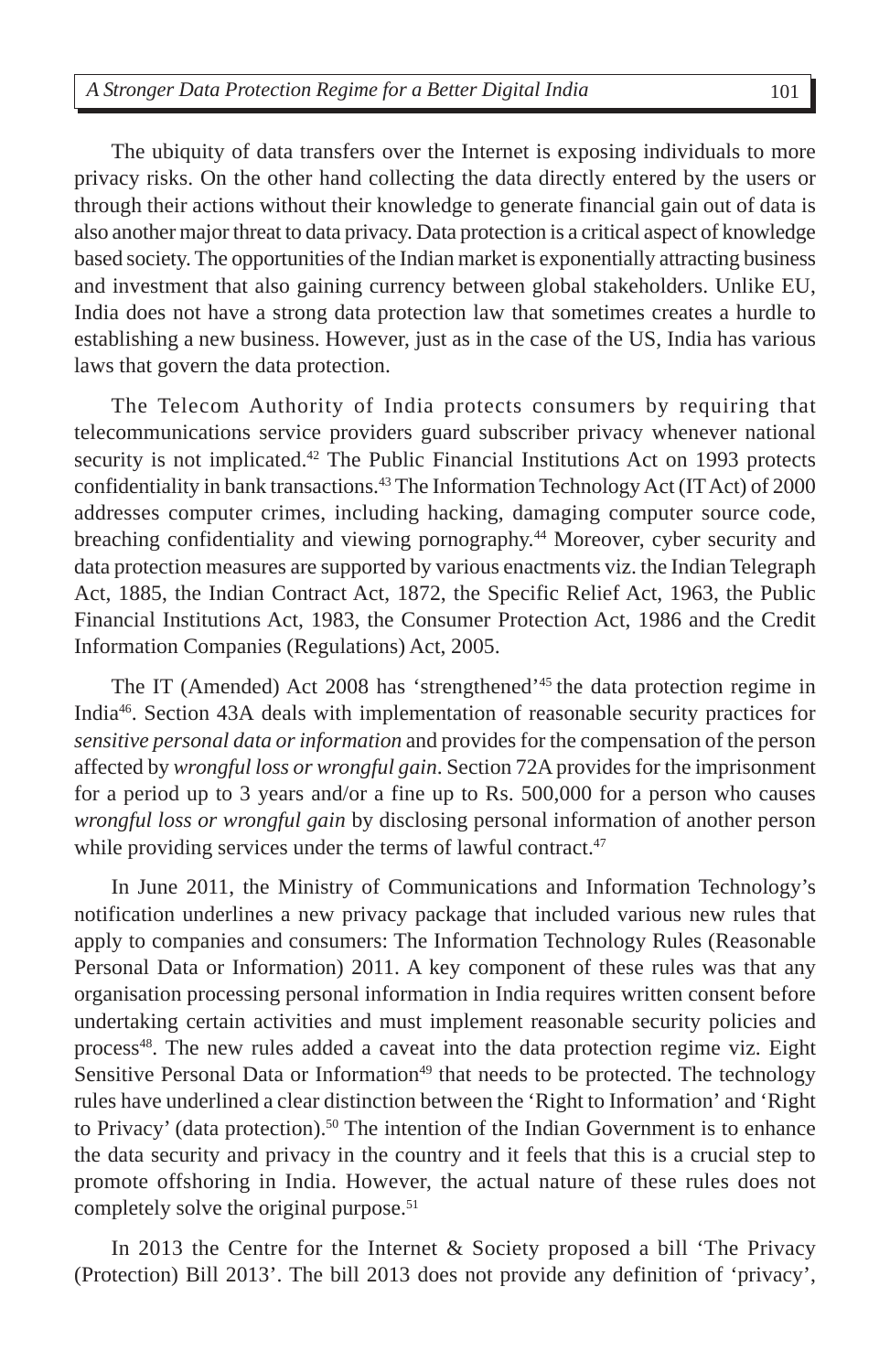The ubiquity of data transfers over the Internet is exposing individuals to more privacy risks. On the other hand collecting the data directly entered by the users or through their actions without their knowledge to generate financial gain out of data is also another major threat to data privacy. Data protection is a critical aspect of knowledge based society. The opportunities of the Indian market is exponentially attracting business and investment that also gaining currency between global stakeholders. Unlike EU, India does not have a strong data protection law that sometimes creates a hurdle to establishing a new business. However, just as in the case of the US, India has various laws that govern the data protection.

The Telecom Authority of India protects consumers by requiring that telecommunications service providers guard subscriber privacy whenever national security is not implicated.[42] The Public Financial Institutions Act on 1993 protects confidentiality in bank transactions.[43] The Information Technology Act (IT Act) of 2000 addresses computer crimes, including hacking, damaging computer source code, breaching confidentiality and viewing pornography.[44] Moreover, cyber security and data protection measures are supported by various enactments viz. the Indian Telegraph Act, 1885, the Indian Contract Act, 1872, the Specific Relief Act, 1963, the Public Financial Institutions Act, 1983, the Consumer Protection Act, 1986 and the Credit Information Companies (Regulations) Act, 2005.

The IT (Amended) Act 2008 has 'strengthened'[45] the data protection regime in India[46]. Section 43A deals with implementation of reasonable security practices for *sensitive personal data or information* and provides for the compensation of the person affected by *wrongful loss or wrongful gain*. Section 72A provides for the imprisonment for a period up to 3 years and/or a fine up to Rs. 500,000 for a person who causes *wrongful loss or wrongful gain* by disclosing personal information of another person while providing services under the terms of lawful contract.[47]

In June 2011, the Ministry of Communications and Information Technology's notification underlines a new privacy package that included various new rules that apply to companies and consumers: The Information Technology Rules (Reasonable Personal Data or Information) 2011. A key component of these rules was that any organisation processing personal information in India requires written consent before undertaking certain activities and must implement reasonable security policies and process[48]. The new rules added a caveat into the data protection regime viz. Eight Sensitive Personal Data or Information[49] that needs to be protected. The technology rules have underlined a clear distinction between the 'Right to Information' and 'Right to Privacy' (data protection).[50] The intention of the Indian Government is to enhance the data security and privacy in the country and it feels that this is a crucial step to promote offshoring in India. However, the actual nature of these rules does not completely solve the original purpose.[51]

In 2013 the Centre for the Internet & Society proposed a bill 'The Privacy (Protection) Bill 2013'. The bill 2013 does not provide any definition of 'privacy',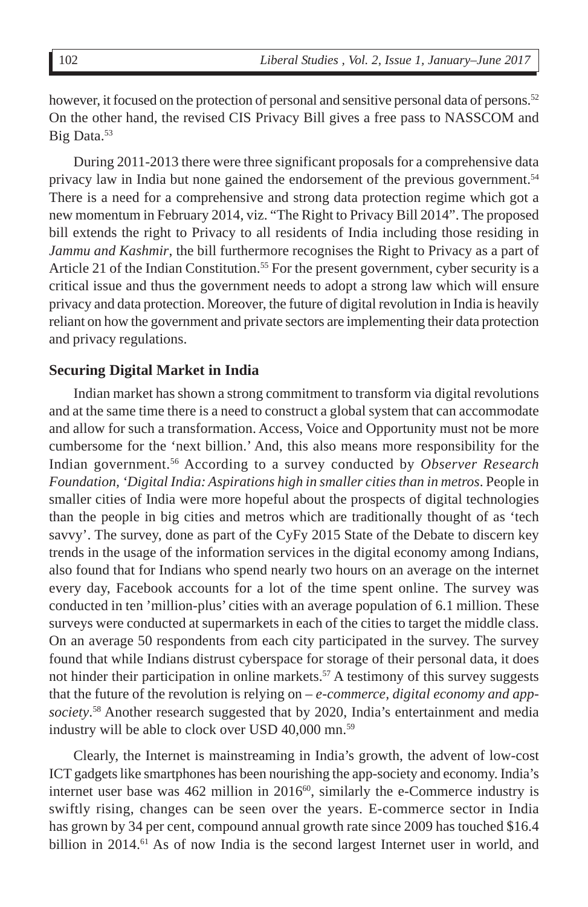however, it focused on the protection of personal and sensitive personal data of persons.[52] On the other hand, the revised CIS Privacy Bill gives a free pass to NASSCOM and Big Data.[53]

During 2011-2013 there were three significant proposals for a comprehensive data privacy law in India but none gained the endorsement of the previous government.[54] There is a need for a comprehensive and strong data protection regime which got a new momentum in February 2014, viz. "The Right to Privacy Bill 2014". The proposed bill extends the right to Privacy to all residents of India including those residing in *Jammu and Kashmir*, the bill furthermore recognises the Right to Privacy as a part of Article 21 of the Indian Constitution.[55] For the present government, cyber security is a critical issue and thus the government needs to adopt a strong law which will ensure privacy and data protection. Moreover, the future of digital revolution in India is heavily reliant on how the government and private sectors are implementing their data protection and privacy regulations.

## Securing Digital Market in India

Indian market has shown a strong commitment to transform via digital revolutions and at the same time there is a need to construct a global system that can accommodate and allow for such a transformation. Access, Voice and Opportunity must not be more cumbersome for the 'next billion.' And, this also means more responsibility for the Indian government.[56] According to a survey conducted by *Observer Research Foundation, 'Digital India: Aspirations high in smaller cities than in metros*. People in smaller cities of India were more hopeful about the prospects of digital technologies than the people in big cities and metros which are traditionally thought of as 'tech savvy'. The survey, done as part of the CyFy 2015 State of the Debate to discern key trends in the usage of the information services in the digital economy among Indians, also found that for Indians who spend nearly two hours on an average on the internet every day, Facebook accounts for a lot of the time spent online. The survey was conducted in ten 'million-plus' cities with an average population of 6.1 million. These surveys were conducted at supermarkets in each of the cities to target the middle class. On an average 50 respondents from each city participated in the survey. The survey found that while Indians distrust cyberspace for storage of their personal data, it does not hinder their participation in online markets.[57] A testimony of this survey suggests that the future of the revolution is relying on – *e-commerce, digital economy and app-society*.[58] Another research suggested that by 2020, India's entertainment and media industry will be able to clock over USD 40,000 mn.[59]

Clearly, the Internet is mainstreaming in India's growth, the advent of low-cost ICT gadgets like smartphones has been nourishing the app-society and economy. India's internet user base was 462 million in 2016[60], similarly the e-Commerce industry is swiftly rising, changes can be seen over the years. E-commerce sector in India has grown by 34 per cent, compound annual growth rate since 2009 has touched $16.4 billion in 2014.[61] As of now India is the second largest Internet user in world, and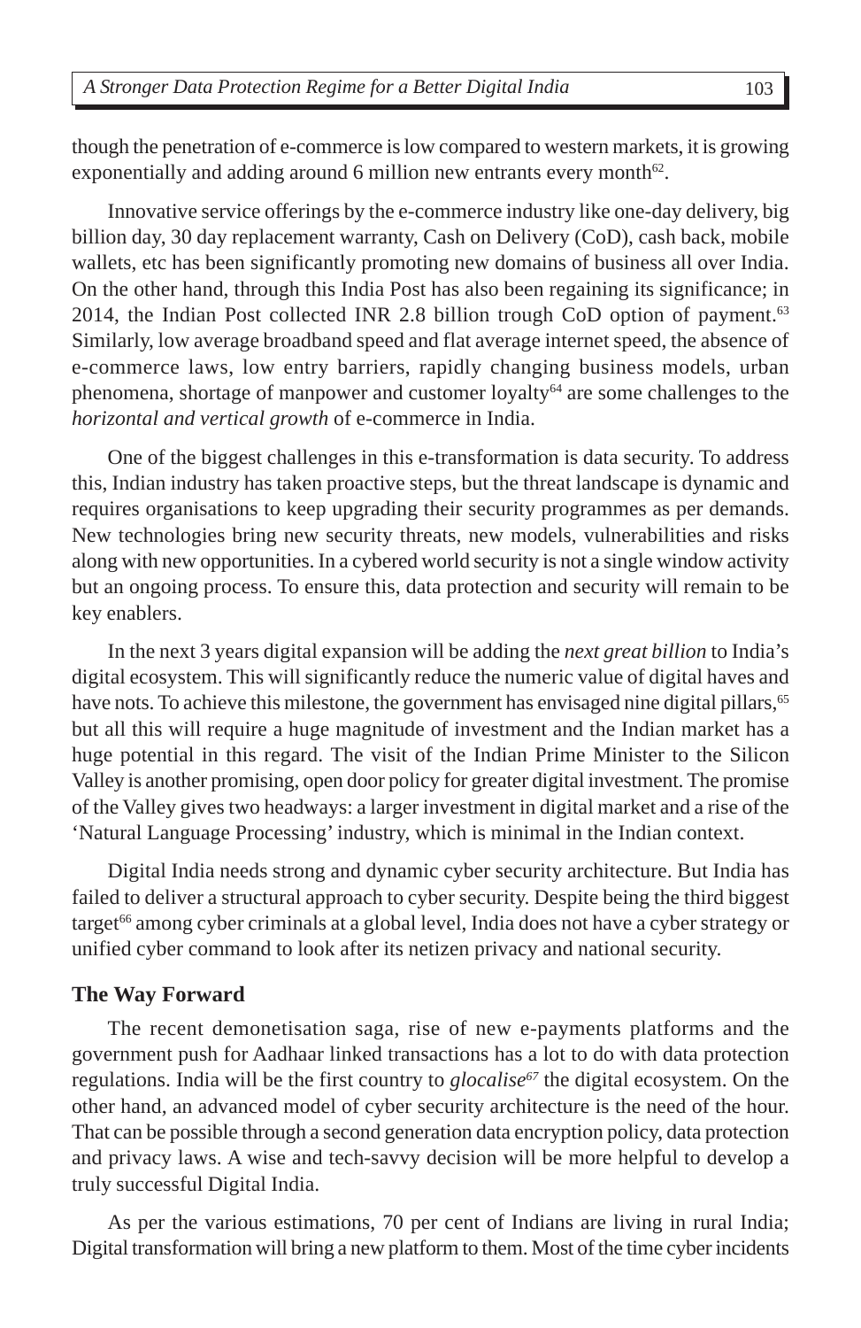though the penetration of e-commerce is low compared to western markets, it is growing exponentially and adding around 6 million new entrants every month[62].

Innovative service offerings by the e-commerce industry like one-day delivery, big billion day, 30 day replacement warranty, Cash on Delivery (CoD), cash back, mobile wallets, etc has been significantly promoting new domains of business all over India. On the other hand, through this India Post has also been regaining its significance; in 2014, the Indian Post collected INR 2.8 billion trough CoD option of payment.[63] Similarly, low average broadband speed and flat average internet speed, the absence of e-commerce laws, low entry barriers, rapidly changing business models, urban phenomena, shortage of manpower and customer loyalty[64] are some challenges to the *horizontal and vertical growth* of e-commerce in India.

One of the biggest challenges in this e-transformation is data security. To address this, Indian industry has taken proactive steps, but the threat landscape is dynamic and requires organisations to keep upgrading their security programmes as per demands. New technologies bring new security threats, new models, vulnerabilities and risks along with new opportunities. In a cybered world security is not a single window activity but an ongoing process. To ensure this, data protection and security will remain to be key enablers.

In the next 3 years digital expansion will be adding the *next great billion* to India's digital ecosystem. This will significantly reduce the numeric value of digital haves and have nots. To achieve this milestone, the government has envisaged nine digital pillars,[65] but all this will require a huge magnitude of investment and the Indian market has a huge potential in this regard. The visit of the Indian Prime Minister to the Silicon Valley is another promising, open door policy for greater digital investment. The promise of the Valley gives two headways: a larger investment in digital market and a rise of the 'Natural Language Processing' industry, which is minimal in the Indian context.

Digital India needs strong and dynamic cyber security architecture. But India has failed to deliver a structural approach to cyber security. Despite being the third biggest target[66] among cyber criminals at a global level, India does not have a cyber strategy or unified cyber command to look after its netizen privacy and national security.

## The Way Forward

The recent demonetisation saga, rise of new e-payments platforms and the government push for Aadhaar linked transactions has a lot to do with data protection regulations. India will be the first country to *glocalise*[67] the digital ecosystem. On the other hand, an advanced model of cyber security architecture is the need of the hour. That can be possible through a second generation data encryption policy, data protection and privacy laws. A wise and tech-savvy decision will be more helpful to develop a truly successful Digital India.

As per the various estimations, 70 per cent of Indians are living in rural India; Digital transformation will bring a new platform to them. Most of the time cyber incidents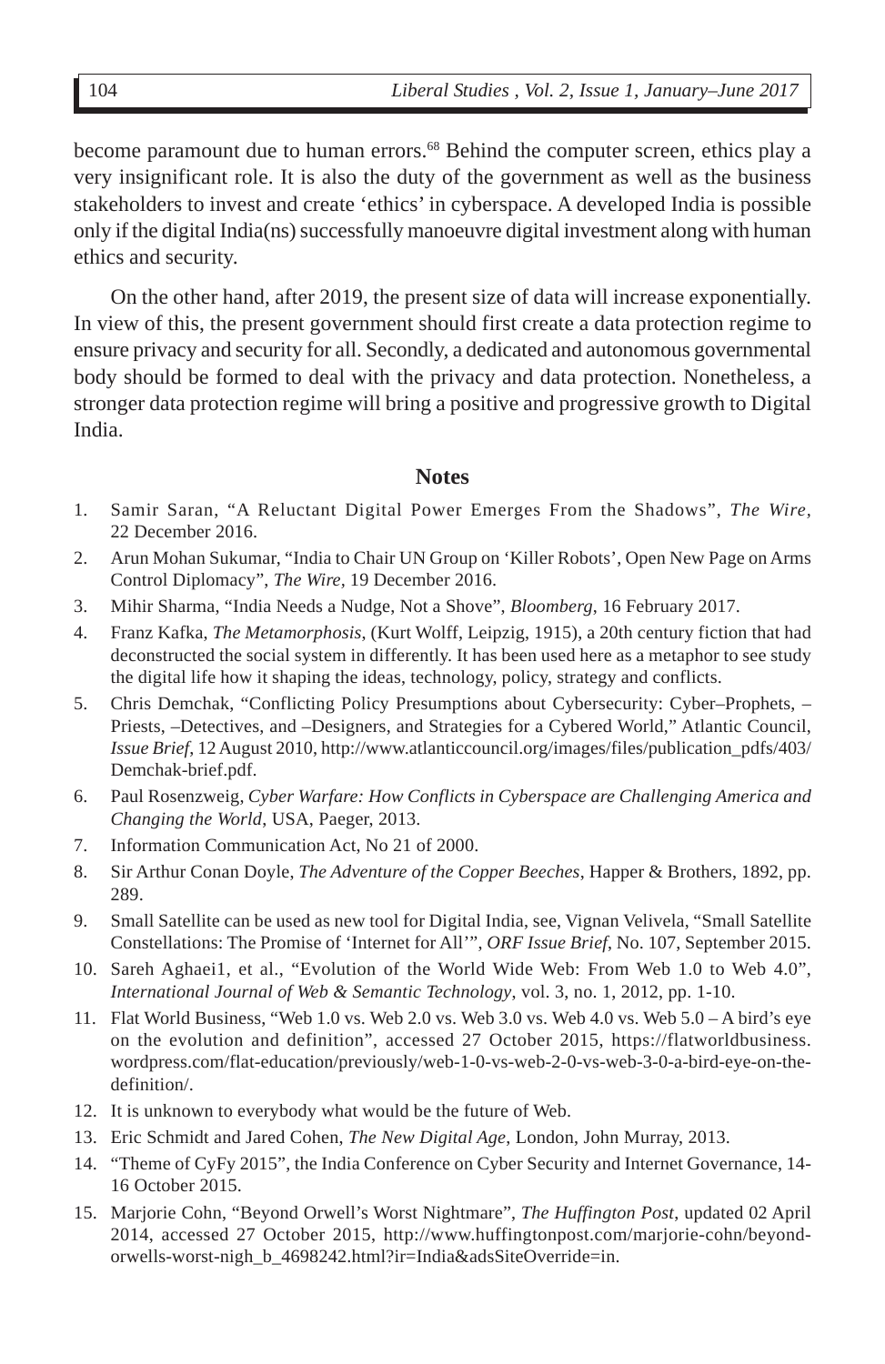become paramount due to human errors.[68] Behind the computer screen, ethics play a very insignificant role. It is also the duty of the government as well as the business stakeholders to invest and create 'ethics' in cyberspace. A developed India is possible only if the digital India(ns) successfully manoeuvre digital investment along with human ethics and security.

On the other hand, after 2019, the present size of data will increase exponentially. In view of this, the present government should first create a data protection regime to ensure privacy and security for all. Secondly, a dedicated and autonomous governmental body should be formed to deal with the privacy and data protection. Nonetheless, a stronger data protection regime will bring a positive and progressive growth to Digital India.

## Notes

1. Samir Saran, "A Reluctant Digital Power Emerges From the Shadows", *The Wire*, 22 December 2016.
2. Arun Mohan Sukumar, "India to Chair UN Group on 'Killer Robots', Open New Page on Arms Control Diplomacy", *The Wire*, 19 December 2016.
3. Mihir Sharma, "India Needs a Nudge, Not a Shove", *Bloomberg*, 16 February 2017.
4. Franz Kafka, *The Metamorphosis*, (Kurt Wolff, Leipzig, 1915), a 20th century fiction that had deconstructed the social system in differently. It has been used here as a metaphor to see study the digital life how it shaping the ideas, technology, policy, strategy and conflicts.
5. Chris Demchak, "Conflicting Policy Presumptions about Cybersecurity: Cyber–Prophets, –Priests, –Detectives, and –Designers, and Strategies for a Cybered World," Atlantic Council, *Issue Brief*, 12 August 2010, http://www.atlanticcouncil.org/images/files/publication_pdfs/403/Demchak-brief.pdf.
6. Paul Rosenzweig, *Cyber Warfare: How Conflicts in Cyberspace are Challenging America and Changing the World*, USA, Paeger, 2013.
7. Information Communication Act, No 21 of 2000.
8. Sir Arthur Conan Doyle, *The Adventure of the Copper Beeches*, Happer & Brothers, 1892, pp. 289.
9. Small Satellite can be used as new tool for Digital India, see, Vignan Velivela, "Small Satellite Constellations: The Promise of 'Internet for All'", *ORF Issue Brief*, No. 107, September 2015.
10. Sareh Aghaei1, et al., "Evolution of the World Wide Web: From Web 1.0 to Web 4.0", *International Journal of Web & Semantic Technology*, vol. 3, no. 1, 2012, pp. 1-10.
11. Flat World Business, "Web 1.0 vs. Web 2.0 vs. Web 3.0 vs. Web 4.0 vs. Web 5.0 – A bird's eye on the evolution and definition", accessed 27 October 2015, https://flatworldbusiness.wordpress.com/flat-education/previously/web-1-0-vs-web-2-0-vs-web-3-0-a-bird-eye-on-the-definition/.
12. It is unknown to everybody what would be the future of Web.
13. Eric Schmidt and Jared Cohen, *The New Digital Age*, London, John Murray, 2013.
14. "Theme of CyFy 2015", the India Conference on Cyber Security and Internet Governance, 14-16 October 2015.
15. Marjorie Cohn, "Beyond Orwell's Worst Nightmare", *The Huffington Post*, updated 02 April 2014, accessed 27 October 2015, http://www.huffingtonpost.com/marjorie-cohn/beyond-orwells-worst-nigh_b_4698242.html?ir=India&adsSiteOverride=in.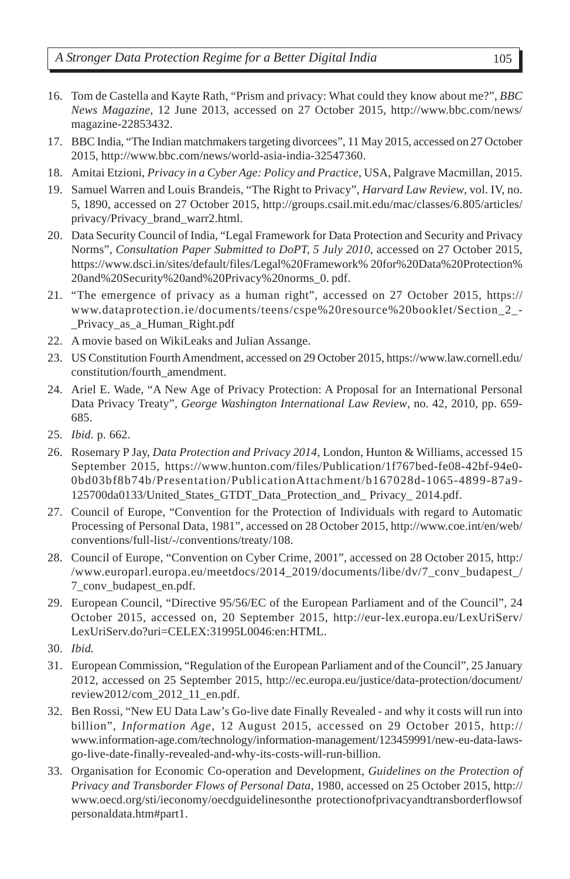16. Tom de Castella and Kayte Rath, "Prism and privacy: What could they know about me?", *BBC News Magazine*, 12 June 2013, accessed on 27 October 2015, http://www.bbc.com/news/magazine-22853432.
17. BBC India, "The Indian matchmakers targeting divorcees", 11 May 2015, accessed on 27 October 2015, http://www.bbc.com/news/world-asia-india-32547360.
18. Amitai Etzioni, *Privacy in a Cyber Age: Policy and Practice*, USA, Palgrave Macmillan, 2015.
19. Samuel Warren and Louis Brandeis, "The Right to Privacy", *Harvard Law Review*, vol. IV, no. 5, 1890, accessed on 27 October 2015, http://groups.csail.mit.edu/mac/classes/6.805/articles/privacy/Privacy_brand_warr2.html.
20. Data Security Council of India, "Legal Framework for Data Protection and Security and Privacy Norms", *Consultation Paper Submitted to DoPT, 5 July 2010*, accessed on 27 October 2015, https://www.dsci.in/sites/default/files/Legal%20Framework% 20for%20Data%20Protection% 20and%20Security%20and%20Privacy%20norms_0. pdf.
21. "The emergence of privacy as a human right", accessed on 27 October 2015, https://www.dataprotection.ie/documents/teens/cspe%20resource%20booklet/Section_2_-_Privacy_as_a_Human_Right.pdf
22. A movie based on WikiLeaks and Julian Assange.
23. US Constitution Fourth Amendment, accessed on 29 October 2015, https://www.law.cornell.edu/constitution/fourth_amendment.
24. Ariel E. Wade, "A New Age of Privacy Protection: A Proposal for an International Personal Data Privacy Treaty", *George Washington International Law Review*, no. 42, 2010, pp. 659-685.
25. *Ibid.* p. 662.
26. Rosemary P Jay, *Data Protection and Privacy 2014*, London, Hunton & Williams, accessed 15 September 2015, https://www.hunton.com/files/Publication/1f767bed-fe08-42bf-94e0-0bd03bf8b74b/Presentation/PublicationAttachment/b167028d-1065-4899-87a9-125700da0133/United_States_GTDT_Data_Protection_and_ Privacy_ 2014.pdf.
27. Council of Europe, "Convention for the Protection of Individuals with regard to Automatic Processing of Personal Data, 1981", accessed on 28 October 2015, http://www.coe.int/en/web/conventions/full-list/-/conventions/treaty/108.
28. Council of Europe, "Convention on Cyber Crime, 2001", accessed on 28 October 2015, http://www.europarl.europa.eu/meetdocs/2014_2019/documents/libe/dv/7_conv_budapest_/7_conv_budapest_en.pdf.
29. European Council, "Directive 95/56/EC of the European Parliament and of the Council", 24 October 2015, accessed on, 20 September 2015, http://eur-lex.europa.eu/LexUriServ/LexUriServ.do?uri=CELEX:31995L0046:en:HTML.
30. *Ibid.*
31. European Commission, "Regulation of the European Parliament and of the Council", 25 January 2012, accessed on 25 September 2015, http://ec.europa.eu/justice/data-protection/document/review2012/com_2012_11_en.pdf.
32. Ben Rossi, "New EU Data Law's Go-live date Finally Revealed - and why it costs will run into billion", *Information Age*, 12 August 2015, accessed on 29 October 2015, http://www.information-age.com/technology/information-management/123459991/new-eu-data-laws-go-live-date-finally-revealed-and-why-its-costs-will-run-billion.
33. Organisation for Economic Co-operation and Development, *Guidelines on the Protection of Privacy and Transborder Flows of Personal Data*, 1980, accessed on 25 October 2015, http://www.oecd.org/sti/ieconomy/oecdguidelinesonthe protectionofprivacyandtransborderflowsofpersonaldata.htm#part1.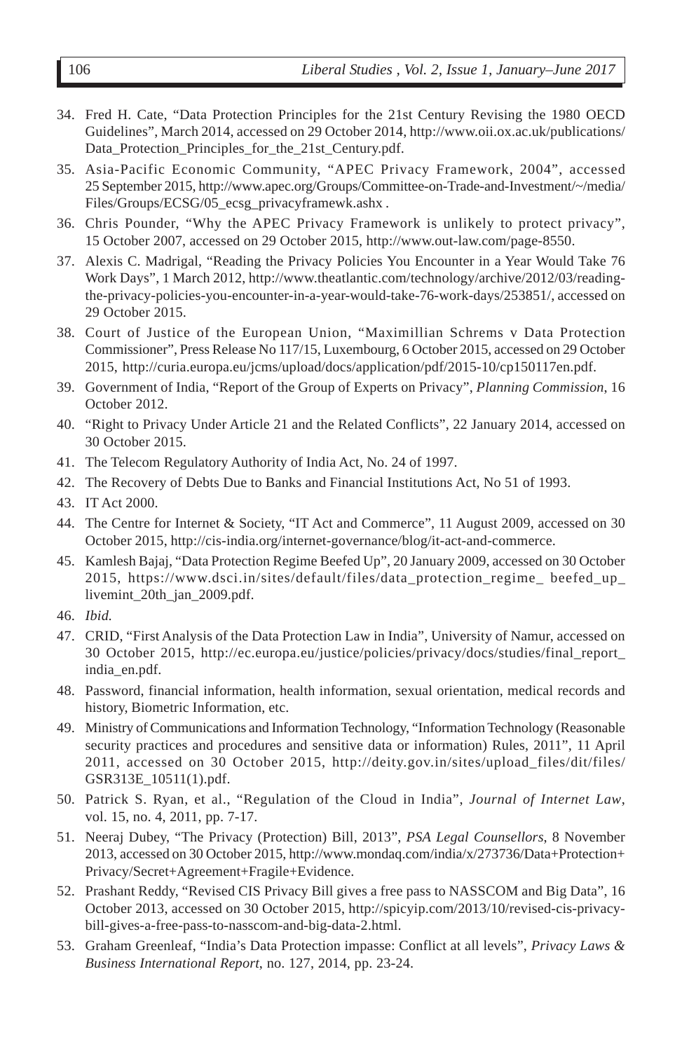34. Fred H. Cate, "Data Protection Principles for the 21st Century Revising the 1980 OECD Guidelines", March 2014, accessed on 29 October 2014, http://www.oii.ox.ac.uk/publications/Data_Protection_Principles_for_the_21st_Century.pdf.
35. Asia-Pacific Economic Community, "APEC Privacy Framework, 2004", accessed 25 September 2015, http://www.apec.org/Groups/Committee-on-Trade-and-Investment/~/media/Files/Groups/ECSG/05_ecsg_privacyframewk.ashx .
36. Chris Pounder, "Why the APEC Privacy Framework is unlikely to protect privacy", 15 October 2007, accessed on 29 October 2015, http://www.out-law.com/page-8550.
37. Alexis C. Madrigal, "Reading the Privacy Policies You Encounter in a Year Would Take 76 Work Days", 1 March 2012, http://www.theatlantic.com/technology/archive/2012/03/reading-the-privacy-policies-you-encounter-in-a-year-would-take-76-work-days/253851/, accessed on 29 October 2015.
38. Court of Justice of the European Union, "Maximillian Schrems v Data Protection Commissioner", Press Release No 117/15, Luxembourg, 6 October 2015, accessed on 29 October 2015, http://curia.europa.eu/jcms/upload/docs/application/pdf/2015-10/cp150117en.pdf.
39. Government of India, "Report of the Group of Experts on Privacy", *Planning Commission*, 16 October 2012.
40. "Right to Privacy Under Article 21 and the Related Conflicts", 22 January 2014, accessed on 30 October 2015.
41. The Telecom Regulatory Authority of India Act, No. 24 of 1997.
42. The Recovery of Debts Due to Banks and Financial Institutions Act, No 51 of 1993.
43. IT Act 2000.
44. The Centre for Internet & Society, "IT Act and Commerce", 11 August 2009, accessed on 30 October 2015, http://cis-india.org/internet-governance/blog/it-act-and-commerce.
45. Kamlesh Bajaj, "Data Protection Regime Beefed Up", 20 January 2009, accessed on 30 October 2015, https://www.dsci.in/sites/default/files/data_protection_regime_ beefed_up_livemint_20th_jan_2009.pdf.
46. *Ibid.*
47. CRID, "First Analysis of the Data Protection Law in India", University of Namur, accessed on 30 October 2015, http://ec.europa.eu/justice/policies/privacy/docs/studies/final_report_india_en.pdf.
48. Password, financial information, health information, sexual orientation, medical records and history, Biometric Information, etc.
49. Ministry of Communications and Information Technology, "Information Technology (Reasonable security practices and procedures and sensitive data or information) Rules, 2011", 11 April 2011, accessed on 30 October 2015, http://deity.gov.in/sites/upload_files/dit/files/GSR313E_10511(1).pdf.
50. Patrick S. Ryan, et al., "Regulation of the Cloud in India", *Journal of Internet Law*, vol. 15, no. 4, 2011, pp. 7-17.
51. Neeraj Dubey, "The Privacy (Protection) Bill, 2013", *PSA Legal Counsellors*, 8 November 2013, accessed on 30 October 2015, http://www.mondaq.com/india/x/273736/Data+Protection+Privacy/Secret+Agreement+Fragile+Evidence.
52. Prashant Reddy, "Revised CIS Privacy Bill gives a free pass to NASSCOM and Big Data", 16 October 2013, accessed on 30 October 2015, http://spicyip.com/2013/10/revised-cis-privacy-bill-gives-a-free-pass-to-nasscom-and-big-data-2.html.
53. Graham Greenleaf, "India's Data Protection impasse: Conflict at all levels", *Privacy Laws & Business International Report*, no. 127, 2014, pp. 23-24.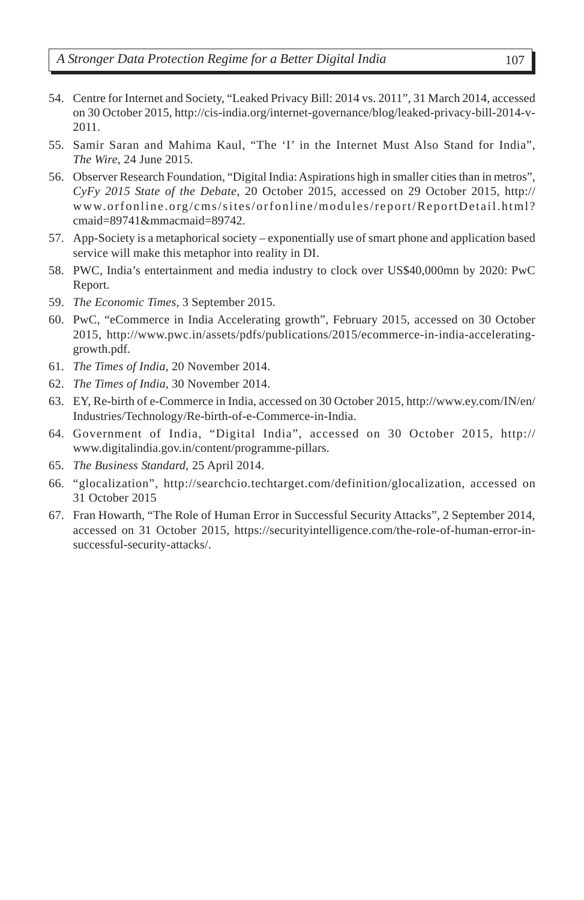54. Centre for Internet and Society, "Leaked Privacy Bill: 2014 vs. 2011", 31 March 2014, accessed on 30 October 2015, http://cis-india.org/internet-governance/blog/leaked-privacy-bill-2014-v-2011.
55. Samir Saran and Mahima Kaul, "The 'I' in the Internet Must Also Stand for India", *The Wire*, 24 June 2015.
56. Observer Research Foundation, "Digital India: Aspirations high in smaller cities than in metros", *CyFy 2015 State of the Debate*, 20 October 2015, accessed on 29 October 2015, http://www.orfonline.org/cms/sites/orfonline/modules/report/ReportDetail.html?cmaid=89741&mmacmaid=89742.
57. App-Society is a metaphorical society – exponentially use of smart phone and application based service will make this metaphor into reality in DI.
58. PWC, India's entertainment and media industry to clock over US$40,000mn by 2020: PwC Report.
59. *The Economic Times*, 3 September 2015.
60. PwC, "eCommerce in India Accelerating growth", February 2015, accessed on 30 October 2015, http://www.pwc.in/assets/pdfs/publications/2015/ecommerce-in-india-accelerating-growth.pdf.
61. *The Times of India*, 20 November 2014.
62. *The Times of India*, 30 November 2014.
63. EY, Re-birth of e-Commerce in India, accessed on 30 October 2015, http://www.ey.com/IN/en/Industries/Technology/Re-birth-of-e-Commerce-in-India.
64. Government of India, "Digital India", accessed on 30 October 2015, http://www.digitalindia.gov.in/content/programme-pillars.
65. *The Business Standard*, 25 April 2014.
66. "glocalization", http://searchcio.techtarget.com/definition/glocalization, accessed on 31 October 2015
67. Fran Howarth, "The Role of Human Error in Successful Security Attacks", 2 September 2014, accessed on 31 October 2015, https://securityintelligence.com/the-role-of-human-error-in-successful-security-attacks/.